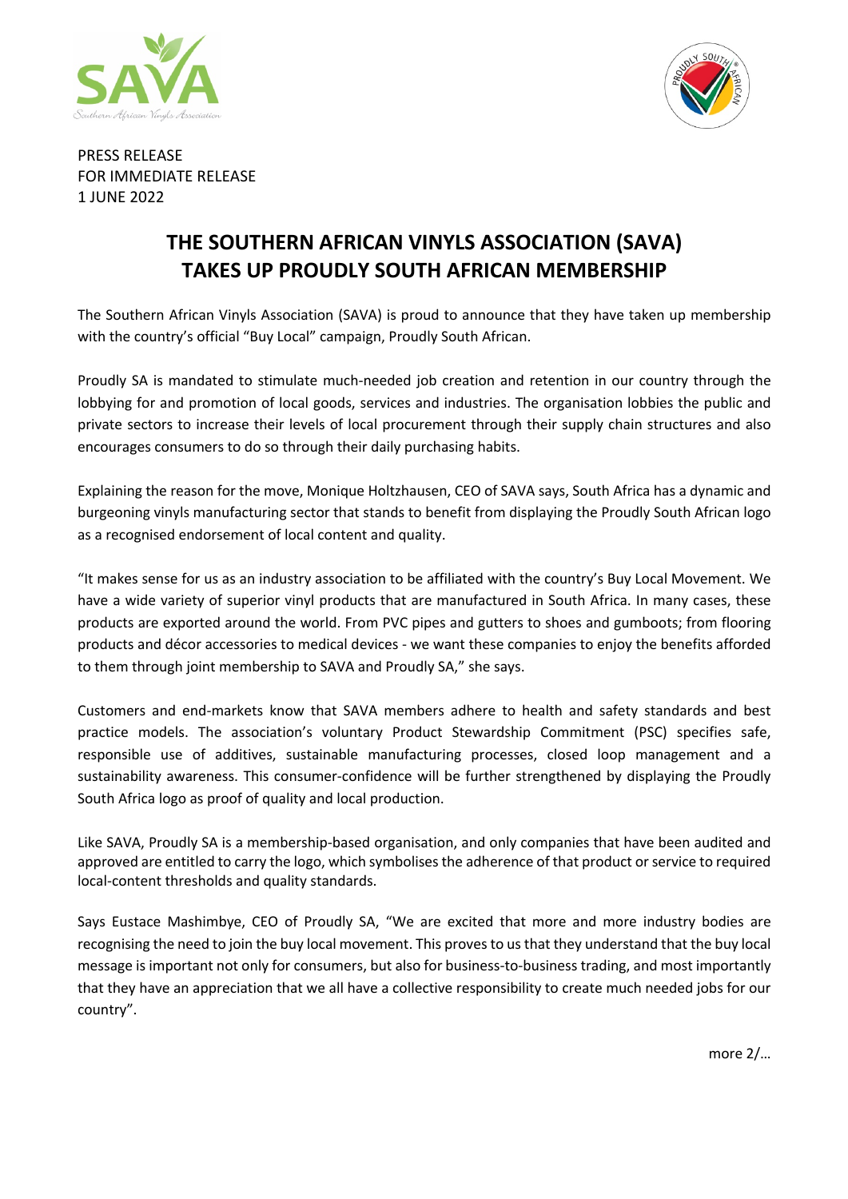PRESS RELEASE
FOR IMMEDIATE RELEASE
1 JUNE 2022

# THE SOUTHERN AFRICAN VINYLS ASSOCIATION (SAVA) TAKES UP PROUDLY SOUTH AFRICAN MEMBERSHIP

The Southern African Vinyls Association (SAVA) is proud to announce that they have taken up membership with the country's official "Buy Local" campaign, Proudly South African.

Proudly SA is mandated to stimulate much-needed job creation and retention in our country through the lobbying for and promotion of local goods, services and industries. The organisation lobbies the public and private sectors to increase their levels of local procurement through their supply chain structures and also encourages consumers to do so through their daily purchasing habits.

Explaining the reason for the move, Monique Holtzhausen, CEO of SAVA says, South Africa has a dynamic and burgeoning vinyls manufacturing sector that stands to benefit from displaying the Proudly South African logo as a recognised endorsement of local content and quality.

"It makes sense for us as an industry association to be affiliated with the country's Buy Local Movement. We have a wide variety of superior vinyl products that are manufactured in South Africa. In many cases, these products are exported around the world. From PVC pipes and gutters to shoes and gumboots; from flooring products and décor accessories to medical devices - we want these companies to enjoy the benefits afforded to them through joint membership to SAVA and Proudly SA," she says.

Customers and end-markets know that SAVA members adhere to health and safety standards and best practice models. The association's voluntary Product Stewardship Commitment (PSC) specifies safe, responsible use of additives, sustainable manufacturing processes, closed loop management and a sustainability awareness. This consumer-confidence will be further strengthened by displaying the Proudly South Africa logo as proof of quality and local production.

Like SAVA, Proudly SA is a membership-based organisation, and only companies that have been audited and approved are entitled to carry the logo, which symbolises the adherence of that product or service to required local-content thresholds and quality standards.

Says Eustace Mashimbye, CEO of Proudly SA, "We are excited that more and more industry bodies are recognising the need to join the buy local movement. This proves to us that they understand that the buy local message is important not only for consumers, but also for business-to-business trading, and most importantly that they have an appreciation that we all have a collective responsibility to create much needed jobs for our country".

more 2/…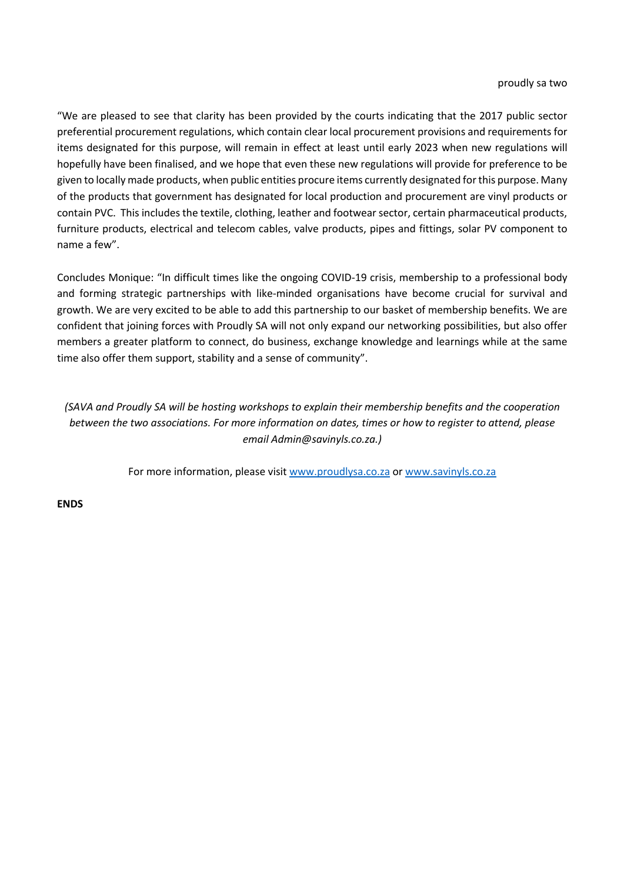proudly sa two

"We are pleased to see that clarity has been provided by the courts indicating that the 2017 public sector preferential procurement regulations, which contain clear local procurement provisions and requirements for items designated for this purpose, will remain in effect at least until early 2023 when new regulations will hopefully have been finalised, and we hope that even these new regulations will provide for preference to be given to locally made products, when public entities procure items currently designated for this purpose. Many of the products that government has designated for local production and procurement are vinyl products or contain PVC. This includes the textile, clothing, leather and footwear sector, certain pharmaceutical products, furniture products, electrical and telecom cables, valve products, pipes and fittings, solar PV component to name a few".

Concludes Monique: "In difficult times like the ongoing COVID-19 crisis, membership to a professional body and forming strategic partnerships with like-minded organisations have become crucial for survival and growth. We are very excited to be able to add this partnership to our basket of membership benefits. We are confident that joining forces with Proudly SA will not only expand our networking possibilities, but also offer members a greater platform to connect, do business, exchange knowledge and learnings while at the same time also offer them support, stability and a sense of community".

*(SAVA and Proudly SA will be hosting workshops to explain their membership benefits and the cooperation between the two associations. For more information on dates, times or how to register to attend, please email Admin@savinyls.co.za.)*

For more information, please visit [www.proudlysa.co.za](http://www.proudlysa.co.za) or [www.savinyls.co.za](http://www.savinyls.co.za)

**ENDS**